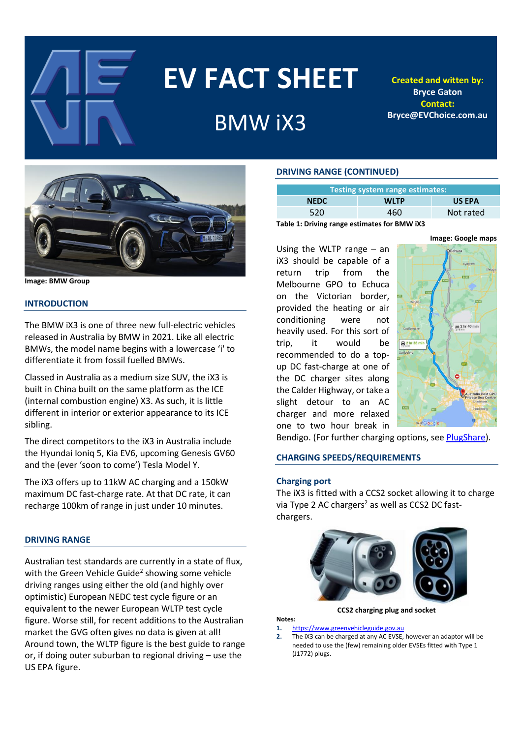# EV FACT SHEET

## BMW iX3

**Created and written by:**
**Bryce Gaton**
**Contact:**
**Bryce@EVChoice.com.au**

**Image: BMW Group**

### INTRODUCTION

The BMW iX3 is one of three new full-electric vehicles released in Australia by BMW in 2021. Like all electric BMWs, the model name begins with a lowercase 'i' to differentiate it from fossil fuelled BMWs.

Classed in Australia as a medium size SUV, the iX3 is built in China built on the same platform as the ICE (internal combustion engine) X3. As such, it is little different in interior or exterior appearance to its ICE sibling.

The direct competitors to the iX3 in Australia include the Hyundai Ioniq 5, Kia EV6, upcoming Genesis GV60 and the (ever 'soon to come') Tesla Model Y.

The iX3 offers up to 11kW AC charging and a 150kW maximum DC fast-charge rate. At that DC rate, it can recharge 100km of range in just under 10 minutes.

### DRIVING RANGE

Australian test standards are currently in a state of flux, with the Green Vehicle Guide[2] showing some vehicle driving ranges using either the old (and highly over optimistic) European NEDC test cycle figure or an equivalent to the newer European WLTP test cycle figure. Worse still, for recent additions to the Australian market the GVG often gives no data is given at all! Around town, the WLTP figure is the best guide to range or, if doing outer suburban to regional driving – use the US EPA figure.

### DRIVING RANGE (CONTINUED)

| Testing system range estimates: | | |
|---|---|---|
| NEDC | WLTP | US EPA |
| 520 | 460 | Not rated |

**Table 1: Driving range estimates for BMW iX3**

**Image: Google maps**

Using the WLTP range – an iX3 should be capable of a return trip from the Melbourne GPO to Echuca on the Victorian border, provided the heating or air conditioning were not heavily used. For this sort of trip, it would be recommended to do a top-up DC fast-charge at one of the DC charger sites along the Calder Highway, or take a slight detour to an AC charger and more relaxed one to two hour break in Bendigo. (For further charging options, see PlugShare).

### CHARGING SPEEDS/REQUIREMENTS

#### Charging port

The iX3 is fitted with a CCS2 socket allowing it to charge via Type 2 AC chargers[2] as well as CCS2 DC fast-chargers.

**CCS2 charging plug and socket**

**Notes:**

1. https://www.greenvehicleguide.gov.au
2. The iX3 can be charged at any AC EVSE, however an adaptor will be needed to use the (few) remaining older EVSEs fitted with Type 1 (J1772) plugs.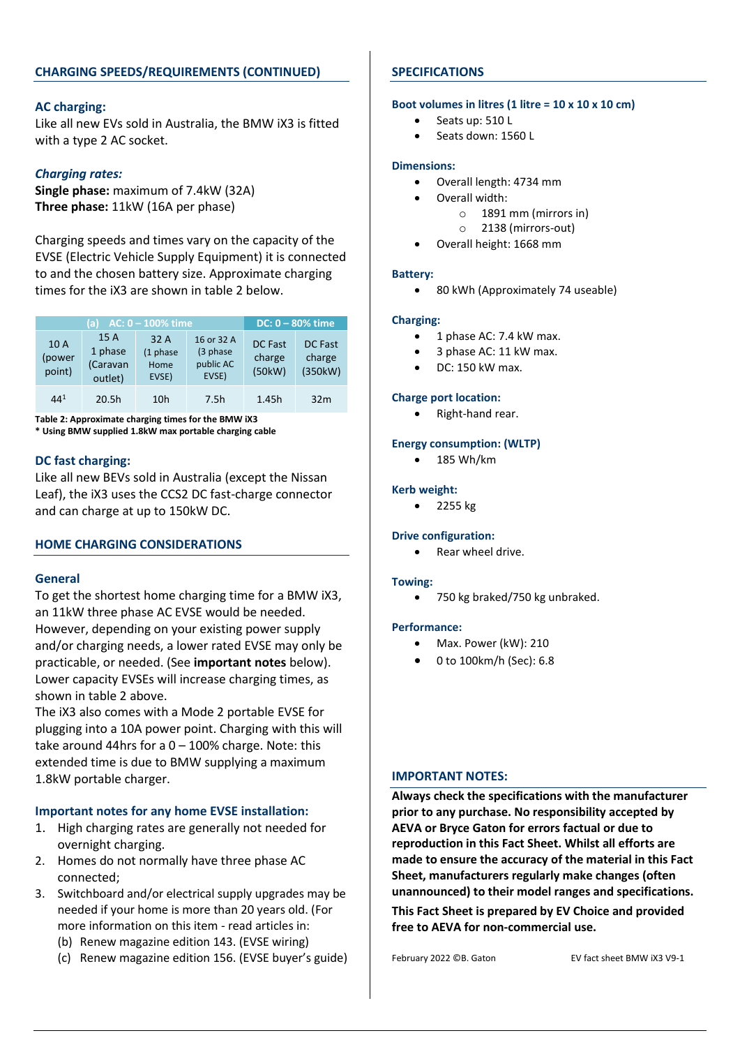## CHARGING SPEEDS/REQUIREMENTS (CONTINUED)

### AC charging:

Like all new EVs sold in Australia, the BMW iX3 is fitted with a type 2 AC socket.

***Charging rates:***

**Single phase:** maximum of 7.4kW (32A)
**Three phase:** 11kW (16A per phase)

Charging speeds and times vary on the capacity of the EVSE (Electric Vehicle Supply Equipment) it is connected to and the chosen battery size. Approximate charging times for the iX3 are shown in table 2 below.

| (a) AC: 0 – 100% time | | | | DC: 0 – 80% time | |
|---|---|---|---|---|---|
| 10 A (power point) | 15 A 1 phase (Caravan outlet) | 32 A (1 phase Home EVSE) | 16 or 32 A (3 phase public AC EVSE) | DC Fast charge (50kW) | DC Fast charge (350kW) |
| 44[1] | 20.5h | 10h | 7.5h | 1.45h | 32m |

**Table 2: Approximate charging times for the BMW iX3**
**\* Using BMW supplied 1.8kW max portable charging cable**

### DC fast charging:

Like all new BEVs sold in Australia (except the Nissan Leaf), the iX3 uses the CCS2 DC fast-charge connector and can charge at up to 150kW DC.

## HOME CHARGING CONSIDERATIONS

### General

To get the shortest home charging time for a BMW iX3, an 11kW three phase AC EVSE would be needed. However, depending on your existing power supply and/or charging needs, a lower rated EVSE may only be practicable, or needed. (See **important notes** below). Lower capacity EVSEs will increase charging times, as shown in table 2 above.
The iX3 also comes with a Mode 2 portable EVSE for plugging into a 10A power point. Charging with this will take around 44hrs for a 0 – 100% charge. Note: this extended time is due to BMW supplying a maximum 1.8kW portable charger.

### Important notes for any home EVSE installation:

1. High charging rates are generally not needed for overnight charging.
2. Homes do not normally have three phase AC connected;
3. Switchboard and/or electrical supply upgrades may be needed if your home is more than 20 years old. (For more information on this item - read articles in:
   (b) Renew magazine edition 143. (EVSE wiring)
   (c) Renew magazine edition 156. (EVSE buyer's guide)

## SPECIFICATIONS

### Boot volumes in litres (1 litre = 10 x 10 x 10 cm)

- Seats up: 510 L
- Seats down: 1560 L

### Dimensions:

- Overall length: 4734 mm
- Overall width:
  - 1891 mm (mirrors in)
  - 2138 (mirrors-out)
- Overall height: 1668 mm

### Battery:

- 80 kWh (Approximately 74 useable)

### Charging:

- 1 phase AC: 7.4 kW max.
- 3 phase AC: 11 kW max.
- DC: 150 kW max.

### Charge port location:

- Right-hand rear.

### Energy consumption: (WLTP)

- 185 Wh/km

### Kerb weight:

- 2255 kg

### Drive configuration:

- Rear wheel drive.

### Towing:

- 750 kg braked/750 kg unbraked.

### Performance:

- Max. Power (kW): 210
- 0 to 100km/h (Sec): 6.8

## IMPORTANT NOTES:

**Always check the specifications with the manufacturer prior to any purchase. No responsibility accepted by AEVA or Bryce Gaton for errors factual or due to reproduction in this Fact Sheet. Whilst all efforts are made to ensure the accuracy of the material in this Fact Sheet, manufacturers regularly make changes (often unannounced) to their model ranges and specifications.**

**This Fact Sheet is prepared by EV Choice and provided free to AEVA for non-commercial use.**

February 2022 ©B. Gaton    EV fact sheet BMW iX3 V9-1